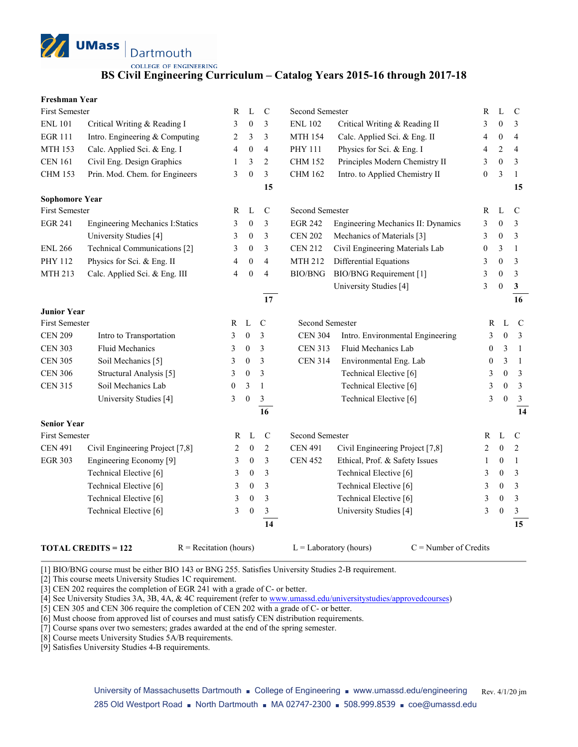UMass Dartmouth
COLLEGE OF ENGINEERING

# BS Civil Engineering Curriculum – Catalog Years 2015-16 through 2017-18

## Freshman Year

| First Semester | | R | L | C | Second Semester | | R | L | C |
|---|---|---|---|---|---|---|---|---|---|
| ENL 101 | Critical Writing & Reading I | 3 | 0 | 3 | ENL 102 | Critical Writing & Reading II | 3 | 0 | 3 |
| EGR 111 | Intro. Engineering & Computing | 2 | 3 | 3 | MTH 154 | Calc. Applied Sci. & Eng. II | 4 | 0 | 4 |
| MTH 153 | Calc. Applied Sci. & Eng. I | 4 | 0 | 4 | PHY 111 | Physics for Sci. & Eng. I | 4 | 2 | 4 |
| CEN 161 | Civil Eng. Design Graphics | 1 | 3 | 2 | CHM 152 | Principles Modern Chemistry II | 3 | 0 | 3 |
| CHM 153 | Prin. Mod. Chem. for Engineers | 3 | 0 | 3 | CHM 162 | Intro. to Applied Chemistry II | 0 | 3 | 1 |
| | | | | **15** | | | | | **15** |

## Sophomore Year

| First Semester | | R | L | C | Second Semester | | R | L | C |
|---|---|---|---|---|---|---|---|---|---|
| EGR 241 | Engineering Mechanics I:Statics | 3 | 0 | 3 | EGR 242 | Engineering Mechanics II: Dynamics | 3 | 0 | 3 |
| | University Studies [4] | 3 | 0 | 3 | CEN 202 | Mechanics of Materials [3] | 3 | 0 | 3 |
| ENL 266 | Technical Communications [2] | 3 | 0 | 3 | CEN 212 | Civil Engineering Materials Lab | 0 | 3 | 1 |
| PHY 112 | Physics for Sci. & Eng. II | 4 | 0 | 4 | MTH 212 | Differential Equations | 3 | 0 | 3 |
| MTH 213 | Calc. Applied Sci. & Eng. III | 4 | 0 | 4 | BIO/BNG | BIO/BNG Requirement [1] | 3 | 0 | 3 |
| | | | | | | University Studies [4] | 3 | 0 | 3 |
| | | | | **17** | | | | | **16** |

## Junior Year

| First Semester | | R | L | C | Second Semester | | R | L | C |
|---|---|---|---|---|---|---|---|---|---|
| CEN 209 | Intro to Transportation | 3 | 0 | 3 | CEN 304 | Intro. Environmental Engineering | 3 | 0 | 3 |
| CEN 303 | Fluid Mechanics | 3 | 0 | 3 | CEN 313 | Fluid Mechanics Lab | 0 | 3 | 1 |
| CEN 305 | Soil Mechanics [5] | 3 | 0 | 3 | CEN 314 | Environmental Eng. Lab | 0 | 3 | 1 |
| CEN 306 | Structural Analysis [5] | 3 | 0 | 3 | | Technical Elective [6] | 3 | 0 | 3 |
| CEN 315 | Soil Mechanics Lab | 0 | 3 | 1 | | Technical Elective [6] | 3 | 0 | 3 |
| | University Studies [4] | 3 | 0 | 3 | | Technical Elective [6] | 3 | 0 | 3 |
| | | | | **16** | | | | | **14** |

## Senior Year

| First Semester | | R | L | C | Second Semester | | R | L | C |
|---|---|---|---|---|---|---|---|---|---|
| CEN 491 | Civil Engineering Project [7,8] | 2 | 0 | 2 | CEN 491 | Civil Engineering Project [7,8] | 2 | 0 | 2 |
| EGR 303 | Engineering Economy [9] | 3 | 0 | 3 | CEN 452 | Ethical, Prof. & Safety Issues | 1 | 0 | 1 |
| | Technical Elective [6] | 3 | 0 | 3 | | Technical Elective [6] | 3 | 0 | 3 |
| | Technical Elective [6] | 3 | 0 | 3 | | Technical Elective [6] | 3 | 0 | 3 |
| | Technical Elective [6] | 3 | 0 | 3 | | Technical Elective [6] | 3 | 0 | 3 |
| | Technical Elective [6] | 3 | 0 | 3 | | University Studies [4] | 3 | 0 | 3 |
| | | | | **14** | | | | | **15** |

**TOTAL CREDITS = 122** R = Recitation (hours) L = Laboratory (hours) C = Number of Credits

[1] BIO/BNG course must be either BIO 143 or BNG 255. Satisfies University Studies 2-B requirement.
[2] This course meets University Studies 1C requirement.
[3] CEN 202 requires the completion of EGR 241 with a grade of C- or better.
[4] See University Studies 3A, 3B, 4A, & 4C requirement (refer to www.umassd.edu/universitystudies/approvedcourses)
[5] CEN 305 and CEN 306 require the completion of CEN 202 with a grade of C- or better.
[6] Must choose from approved list of courses and must satisfy CEN distribution requirements.
[7] Course spans over two semesters; grades awarded at the end of the spring semester.
[8] Course meets University Studies 5A/B requirements.
[9] Satisfies University Studies 4-B requirements.

University of Massachusetts Dartmouth ■ College of Engineering ■ www.umassd.edu/engineering Rev. 4/1/20 jm
285 Old Westport Road ■ North Dartmouth ■ MA 02747-2300 ■ 508.999.8539 ■ coe@umassd.edu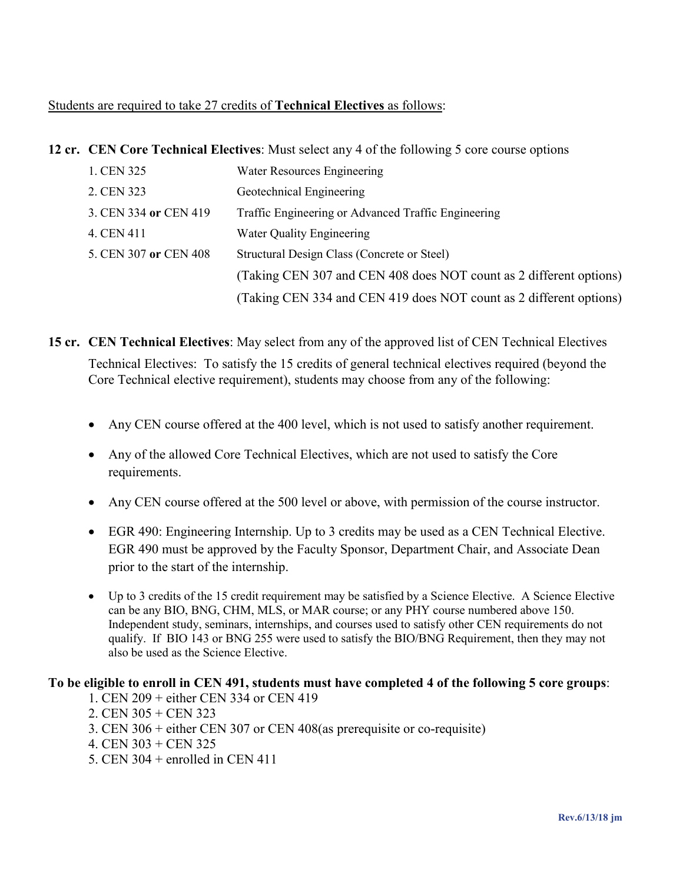Students are required to take 27 credits of **Technical Electives** as follows:

**12 cr. CEN Core Technical Electives**: Must select any 4 of the following 5 core course options

| | |
|---|---|
| 1. CEN 325 | Water Resources Engineering |
| 2. CEN 323 | Geotechnical Engineering |
| 3. CEN 334 **or** CEN 419 | Traffic Engineering or Advanced Traffic Engineering |
| 4. CEN 411 | Water Quality Engineering |
| 5. CEN 307 **or** CEN 408 | Structural Design Class (Concrete or Steel) |
| | (Taking CEN 307 and CEN 408 does NOT count as 2 different options) |
| | (Taking CEN 334 and CEN 419 does NOT count as 2 different options) |

**15 cr. CEN Technical Electives**: May select from any of the approved list of CEN Technical Electives

Technical Electives: To satisfy the 15 credits of general technical electives required (beyond the Core Technical elective requirement), students may choose from any of the following:

- Any CEN course offered at the 400 level, which is not used to satisfy another requirement.
- Any of the allowed Core Technical Electives, which are not used to satisfy the Core requirements.
- Any CEN course offered at the 500 level or above, with permission of the course instructor.
- EGR 490: Engineering Internship. Up to 3 credits may be used as a CEN Technical Elective. EGR 490 must be approved by the Faculty Sponsor, Department Chair, and Associate Dean prior to the start of the internship.
- Up to 3 credits of the 15 credit requirement may be satisfied by a Science Elective. A Science Elective can be any BIO, BNG, CHM, MLS, or MAR course; or any PHY course numbered above 150. Independent study, seminars, internships, and courses used to satisfy other CEN requirements do not qualify. If BIO 143 or BNG 255 were used to satisfy the BIO/BNG Requirement, then they may not also be used as the Science Elective.

**To be eligible to enroll in CEN 491, students must have completed 4 of the following 5 core groups**:

1. CEN 209 + either CEN 334 or CEN 419
2. CEN 305 + CEN 323
3. CEN 306 + either CEN 307 or CEN 408(as prerequisite or co-requisite)
4. CEN 303 + CEN 325
5. CEN 304 + enrolled in CEN 411

Rev.6/13/18 jm